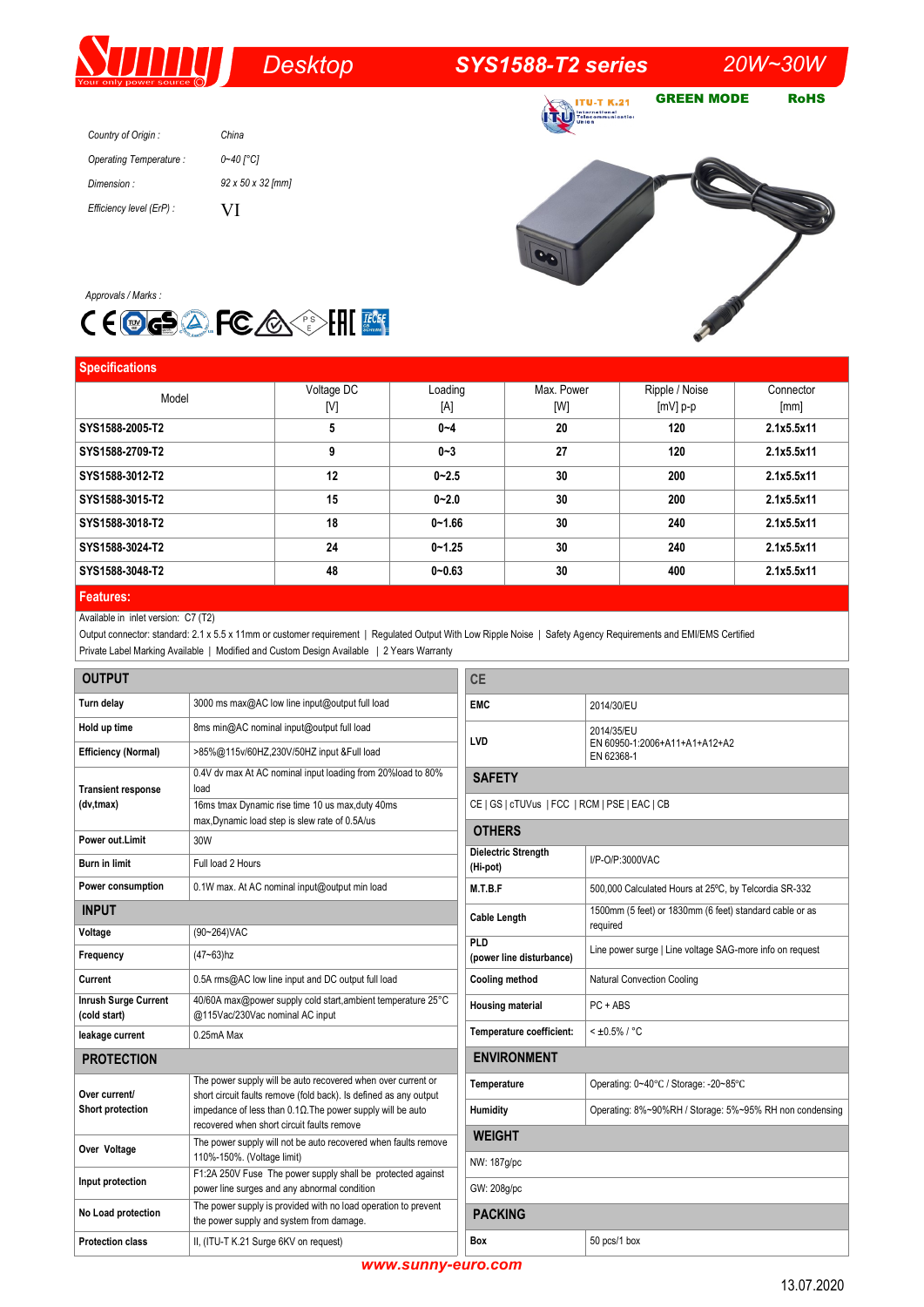# Desktop SYS1588-T2 series 20W~30W

ITU-T K.21 | GREEN MODE | RoHS

*Country of Origin :* China

*Operating Temperature :* 0~40 [°C]

*Dimension :* 92 x 50 x 32 [mm]

*Efficiency level (ErP) :* VI

*Approvals / Marks :*

## Specifications

| Model | Voltage DC [V] | Loading [A] | Max. Power [W] | Ripple / Noise [mV] p-p | Connector [mm] |
|---|---|---|---|---|---|
| **SYS1588-2005-T2** | **5** | **0~4** | **20** | **120** | **2.1x5.5x11** |
| **SYS1588-2709-T2** | **9** | **0~3** | **27** | **120** | **2.1x5.5x11** |
| **SYS1588-3012-T2** | **12** | **0~2.5** | **30** | **200** | **2.1x5.5x11** |
| **SYS1588-3015-T2** | **15** | **0~2.0** | **30** | **200** | **2.1x5.5x11** |
| **SYS1588-3018-T2** | **18** | **0~1.66** | **30** | **240** | **2.1x5.5x11** |
| **SYS1588-3024-T2** | **24** | **0~1.25** | **30** | **240** | **2.1x5.5x11** |
| **SYS1588-3048-T2** | **48** | **0~0.63** | **30** | **400** | **2.1x5.5x11** |

## Features:

Available in inlet version: C7 (T2)

Output connector: standard: 2.1 x 5.5 x 11mm or customer requirement | Regulated Output With Low Ripple Noise | Safety Agency Requirements and EMI/EMS Certified

Private Label Marking Available | Modified and Custom Design Available | 2 Years Warranty

## OUTPUT

| | |
|---|---|
| **Turn delay** | 3000 ms max@AC low line input@output full load |
| **Hold up time** | 8ms min@AC nominal input@output full load |
| **Efficiency (Normal)** | >85%@115v/60HZ,230V/50HZ input &Full load |
| **Transient response (dv,tmax)** | 0.4V dv max At AC nominal input loading from 20%load to 80% load<br>16ms tmax Dynamic rise time 10 us max,duty 40ms max,Dynamic load step is slew rate of 0.5A/us |
| **Power out.Limit** | 30W |
| **Burn in limit** | Full load 2 Hours |
| **Power consumption** | 0.1W max. At AC nominal input@output min load |

## INPUT

| | |
|---|---|
| **Voltage** | (90~264)VAC |
| **Frequency** | (47~63)hz |
| **Current** | 0.5A rms@AC low line input and DC output full load |
| **Inrush Surge Current (cold start)** | 40/60A max@power supply cold start,ambient temperature 25°C @115Vac/230Vac nominal AC input |
| **leakage current** | 0.25mA Max |

## PROTECTION

| | |
|---|---|
| **Over current/ Short protection** | The power supply will be auto recovered when over current or short circuit faults remove (fold back). Is defined as any output impedance of less than 0.1Ω.The power supply will be auto recovered when short circuit faults remove |
| **Over Voltage** | The power supply will not be auto recovered when faults remove 110%-150%. (Voltage limit) |
| **Input protection** | F1:2A 250V Fuse The power supply shall be protected against power line surges and any abnormal condition |
| **No Load protection** | The power supply is provided with no load operation to prevent the power supply and system from damage. |
| **Protection class** | II, (ITU-T K.21 Surge 6KV on request) |

## CE

| | |
|---|---|
| **EMC** | 2014/30/EU |
| **LVD** | 2014/35/EU<br>EN 60950-1:2006+A11+A1+A12+A2<br>EN 62368-1 |

## SAFETY

CE | GS | cTUVus | FCC | RCM | PSE | EAC | CB

## OTHERS

| | |
|---|---|
| **Dielectric Strength (Hi-pot)** | I/P-O/P:3000VAC |
| **M.T.B.F** | 500,000 Calculated Hours at 25℃, by Telcordia SR-332 |
| **Cable Length** | 1500mm (5 feet) or 1830mm (6 feet) standard cable or as required |
| **PLD (power line disturbance)** | Line power surge \| Line voltage SAG-more info on request |
| **Cooling method** | Natural Convection Cooling |
| **Housing material** | PC + ABS |
| **Temperature coefficient:** | < ±0.5% / °C |

## ENVIRONMENT

| | |
|---|---|
| **Temperature** | Operating: 0~40℃ / Storage: -20~85℃ |
| **Humidity** | Operating: 8%~90%RH / Storage: 5%~95% RH non condensing |

## WEIGHT

NW: 187g/pc

GW: 208g/pc

## PACKING

| | |
|---|---|
| **Box** | 50 pcs/1 box |

**www.sunny-euro.com**

13.07.2020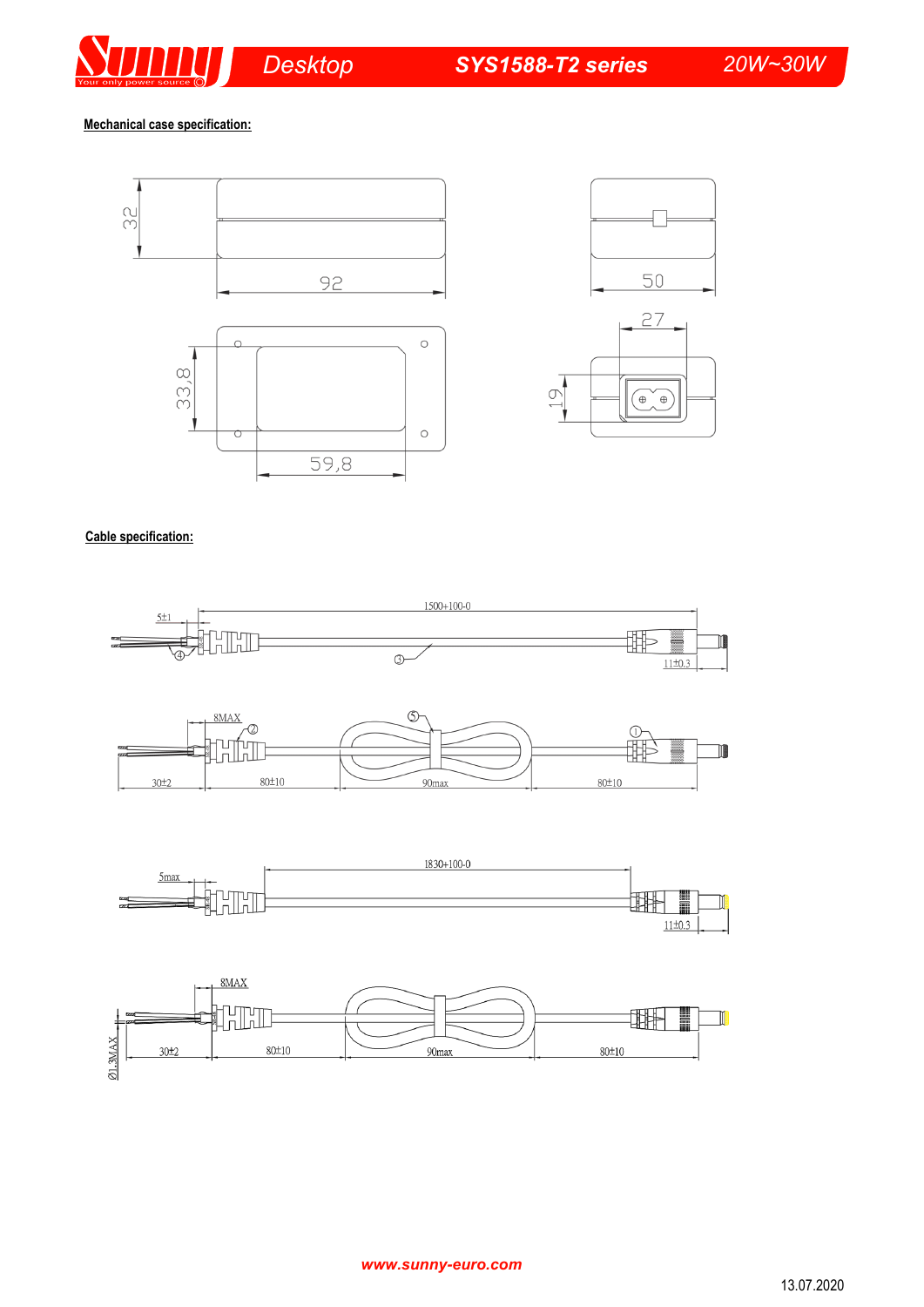## Mechanical case specification:

32

92

50

27

33,8

19

59,8

## Cable specification:

5±1

1500+100-0

④

③

11±0.3

8MAX

②

⑤

①

30±2

80±10

90max

80±10

5max

1830+100-0

11±0.3

8MAX

Ø1.3MAX

30±2

80±10

90max

80±10